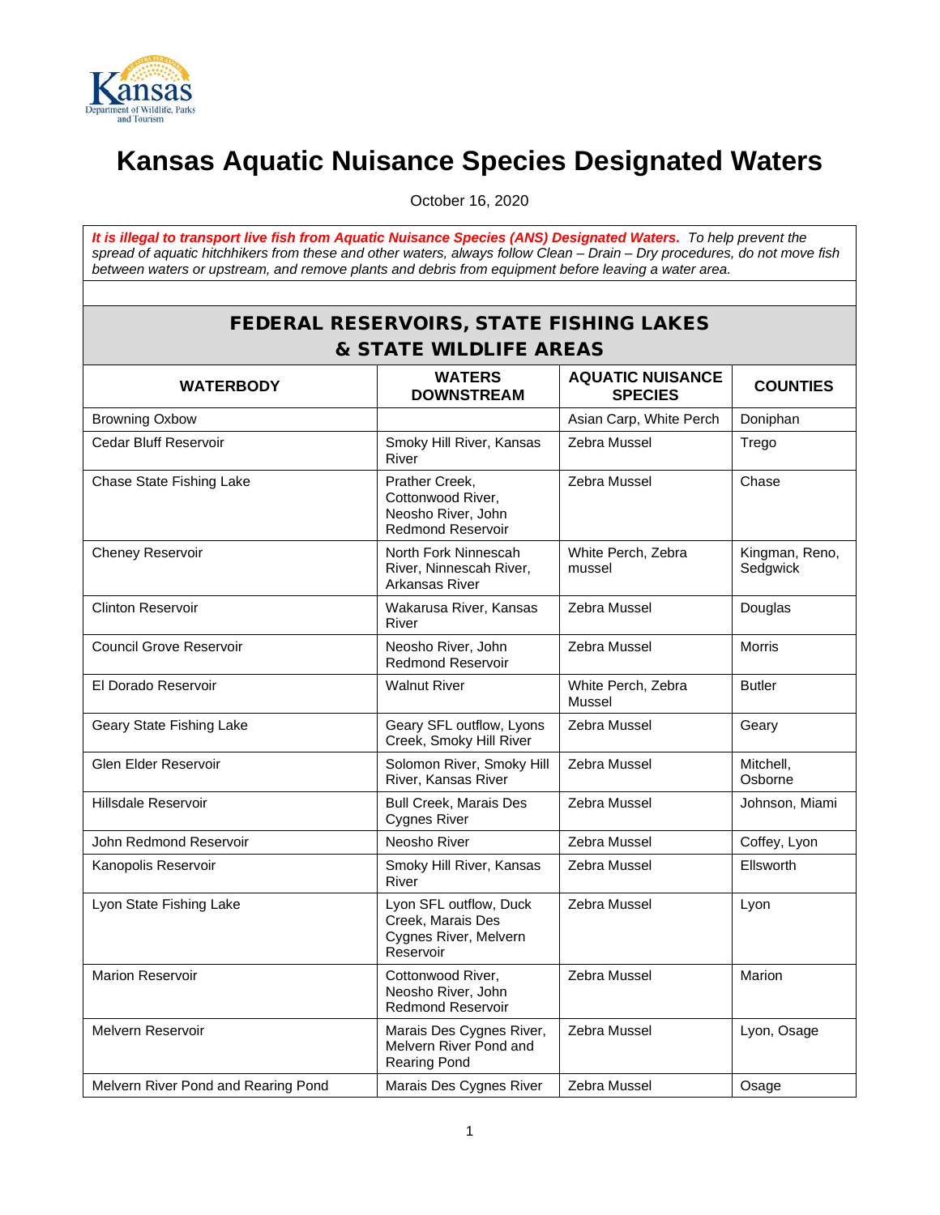# Kansas Aquatic Nuisance Species Designated Waters

October 16, 2020

***It is illegal to transport live fish from Aquatic Nuisance Species (ANS) Designated Waters.*** *To help prevent the spread of aquatic hitchhikers from these and other waters, always follow Clean – Drain – Dry procedures, do not move fish between waters or upstream, and remove plants and debris from equipment before leaving a water area.*

## FEDERAL RESERVOIRS, STATE FISHING LAKES & STATE WILDLIFE AREAS

| WATERBODY | WATERS DOWNSTREAM | AQUATIC NUISANCE SPECIES | COUNTIES |
|---|---|---|---|
| Browning Oxbow | | Asian Carp, White Perch | Doniphan |
| Cedar Bluff Reservoir | Smoky Hill River, Kansas River | Zebra Mussel | Trego |
| Chase State Fishing Lake | Prather Creek, Cottonwood River, Neosho River, John Redmond Reservoir | Zebra Mussel | Chase |
| Cheney Reservoir | North Fork Ninnescah River, Ninnescah River, Arkansas River | White Perch, Zebra mussel | Kingman, Reno, Sedgwick |
| Clinton Reservoir | Wakarusa River, Kansas River | Zebra Mussel | Douglas |
| Council Grove Reservoir | Neosho River, John Redmond Reservoir | Zebra Mussel | Morris |
| El Dorado Reservoir | Walnut River | White Perch, Zebra Mussel | Butler |
| Geary State Fishing Lake | Geary SFL outflow, Lyons Creek, Smoky Hill River | Zebra Mussel | Geary |
| Glen Elder Reservoir | Solomon River, Smoky Hill River, Kansas River | Zebra Mussel | Mitchell, Osborne |
| Hillsdale Reservoir | Bull Creek, Marais Des Cygnes River | Zebra Mussel | Johnson, Miami |
| John Redmond Reservoir | Neosho River | Zebra Mussel | Coffey, Lyon |
| Kanopolis Reservoir | Smoky Hill River, Kansas River | Zebra Mussel | Ellsworth |
| Lyon State Fishing Lake | Lyon SFL outflow, Duck Creek, Marais Des Cygnes River, Melvern Reservoir | Zebra Mussel | Lyon |
| Marion Reservoir | Cottonwood River, Neosho River, John Redmond Reservoir | Zebra Mussel | Marion |
| Melvern Reservoir | Marais Des Cygnes River, Melvern River Pond and Rearing Pond | Zebra Mussel | Lyon, Osage |
| Melvern River Pond and Rearing Pond | Marais Des Cygnes River | Zebra Mussel | Osage |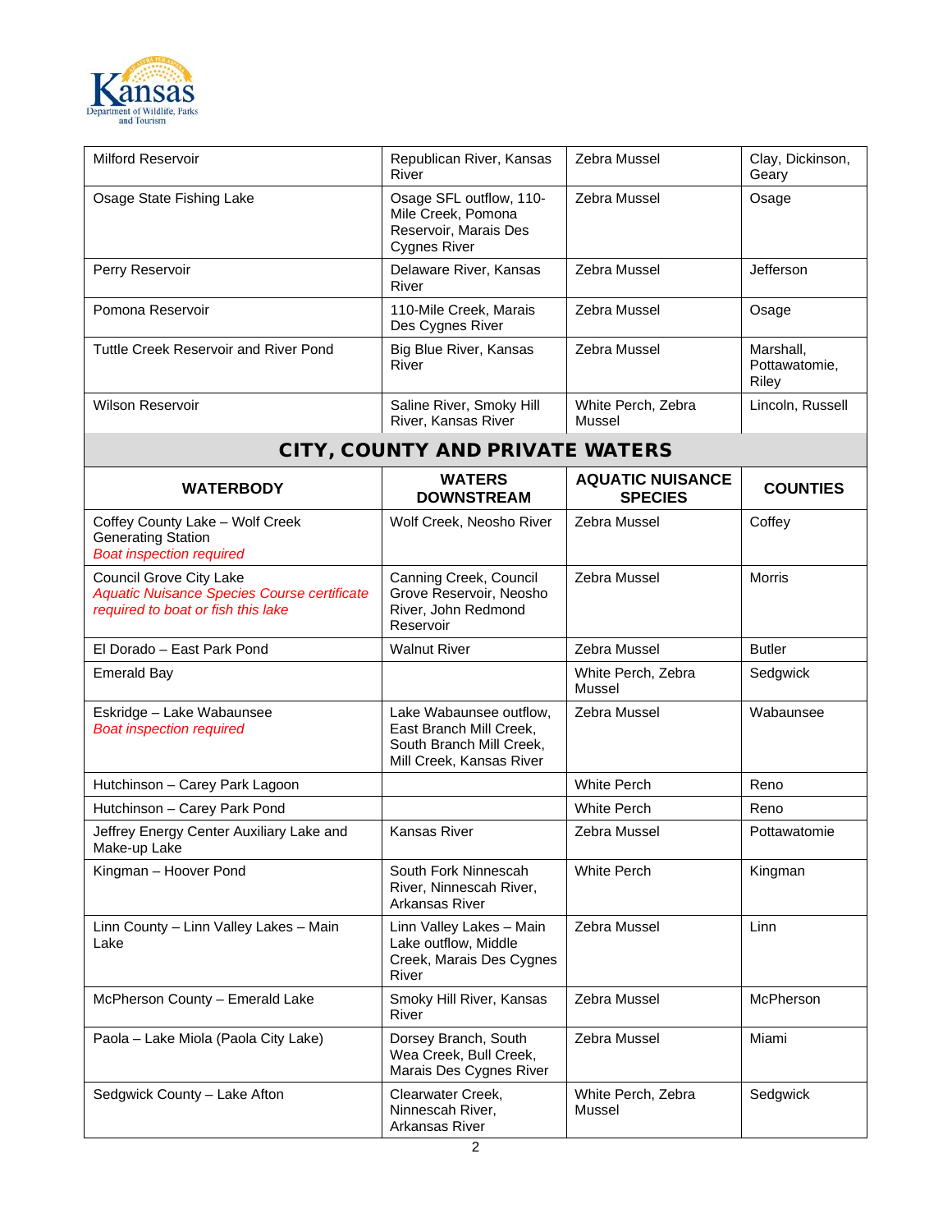| Milford Reservoir | Republican River, Kansas River | Zebra Mussel | Clay, Dickinson, Geary |
|---|---|---|---|
| Osage State Fishing Lake | Osage SFL outflow, 110-Mile Creek, Pomona Reservoir, Marais Des Cygnes River | Zebra Mussel | Osage |
| Perry Reservoir | Delaware River, Kansas River | Zebra Mussel | Jefferson |
| Pomona Reservoir | 110-Mile Creek, Marais Des Cygnes River | Zebra Mussel | Osage |
| Tuttle Creek Reservoir and River Pond | Big Blue River, Kansas River | Zebra Mussel | Marshall, Pottawatomie, Riley |
| Wilson Reservoir | Saline River, Smoky Hill River, Kansas River | White Perch, Zebra Mussel | Lincoln, Russell |

## CITY, COUNTY AND PRIVATE WATERS

| WATERBODY | WATERS DOWNSTREAM | AQUATIC NUISANCE SPECIES | COUNTIES |
|---|---|---|---|
| Coffey County Lake – Wolf Creek Generating Station<br>*Boat inspection required* | Wolf Creek, Neosho River | Zebra Mussel | Coffey |
| Council Grove City Lake<br>*Aquatic Nuisance Species Course certificate required to boat or fish this lake* | Canning Creek, Council Grove Reservoir, Neosho River, John Redmond Reservoir | Zebra Mussel | Morris |
| El Dorado – East Park Pond | Walnut River | Zebra Mussel | Butler |
| Emerald Bay | | White Perch, Zebra Mussel | Sedgwick |
| Eskridge – Lake Wabaunsee<br>*Boat inspection required* | Lake Wabaunsee outflow, East Branch Mill Creek, South Branch Mill Creek, Mill Creek, Kansas River | Zebra Mussel | Wabaunsee |
| Hutchinson – Carey Park Lagoon | | White Perch | Reno |
| Hutchinson – Carey Park Pond | | White Perch | Reno |
| Jeffrey Energy Center Auxiliary Lake and Make-up Lake | Kansas River | Zebra Mussel | Pottawatomie |
| Kingman – Hoover Pond | South Fork Ninnescah River, Ninnescah River, Arkansas River | White Perch | Kingman |
| Linn County – Linn Valley Lakes – Main Lake | Linn Valley Lakes – Main Lake outflow, Middle Creek, Marais Des Cygnes River | Zebra Mussel | Linn |
| McPherson County – Emerald Lake | Smoky Hill River, Kansas River | Zebra Mussel | McPherson |
| Paola – Lake Miola (Paola City Lake) | Dorsey Branch, South Wea Creek, Bull Creek, Marais Des Cygnes River | Zebra Mussel | Miami |
| Sedgwick County – Lake Afton | Clearwater Creek, Ninnescah River, Arkansas River | White Perch, Zebra Mussel | Sedgwick |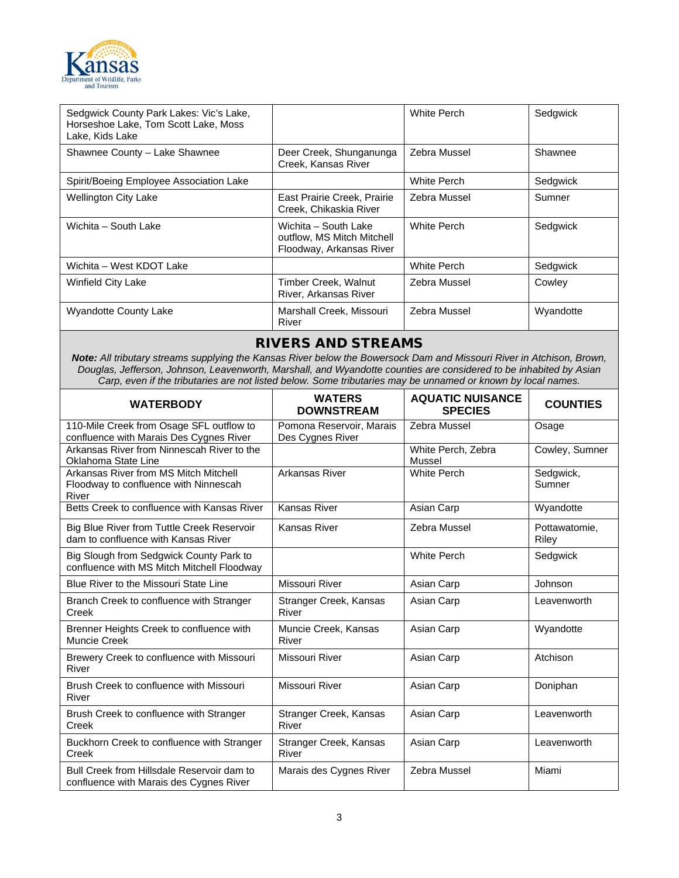| | | | |
|---|---|---|---|
| Sedgwick County Park Lakes: Vic's Lake, Horseshoe Lake, Tom Scott Lake, Moss Lake, Kids Lake | | White Perch | Sedgwick |
| Shawnee County – Lake Shawnee | Deer Creek, Shunganunga Creek, Kansas River | Zebra Mussel | Shawnee |
| Spirit/Boeing Employee Association Lake | | White Perch | Sedgwick |
| Wellington City Lake | East Prairie Creek, Prairie Creek, Chikaskia River | Zebra Mussel | Sumner |
| Wichita – South Lake | Wichita – South Lake outflow, MS Mitch Mitchell Floodway, Arkansas River | White Perch | Sedgwick |
| Wichita – West KDOT Lake | | White Perch | Sedgwick |
| Winfield City Lake | Timber Creek, Walnut River, Arkansas River | Zebra Mussel | Cowley |
| Wyandotte County Lake | Marshall Creek, Missouri River | Zebra Mussel | Wyandotte |

## RIVERS AND STREAMS

***Note:*** *All tributary streams supplying the Kansas River below the Bowersock Dam and Missouri River in Atchison, Brown, Douglas, Jefferson, Johnson, Leavenworth, Marshall, and Wyandotte counties are considered to be inhabited by Asian Carp, even if the tributaries are not listed below. Some tributaries may be unnamed or known by local names.*

| WATERBODY | WATERS DOWNSTREAM | AQUATIC NUISANCE SPECIES | COUNTIES |
|---|---|---|---|
| 110-Mile Creek from Osage SFL outflow to confluence with Marais Des Cygnes River | Pomona Reservoir, Marais Des Cygnes River | Zebra Mussel | Osage |
| Arkansas River from Ninnescah River to the Oklahoma State Line | | White Perch, Zebra Mussel | Cowley, Sumner |
| Arkansas River from MS Mitch Mitchell Floodway to confluence with Ninnescah River | Arkansas River | White Perch | Sedgwick, Sumner |
| Betts Creek to confluence with Kansas River | Kansas River | Asian Carp | Wyandotte |
| Big Blue River from Tuttle Creek Reservoir dam to confluence with Kansas River | Kansas River | Zebra Mussel | Pottawatomie, Riley |
| Big Slough from Sedgwick County Park to confluence with MS Mitch Mitchell Floodway | | White Perch | Sedgwick |
| Blue River to the Missouri State Line | Missouri River | Asian Carp | Johnson |
| Branch Creek to confluence with Stranger Creek | Stranger Creek, Kansas River | Asian Carp | Leavenworth |
| Brenner Heights Creek to confluence with Muncie Creek | Muncie Creek, Kansas River | Asian Carp | Wyandotte |
| Brewery Creek to confluence with Missouri River | Missouri River | Asian Carp | Atchison |
| Brush Creek to confluence with Missouri River | Missouri River | Asian Carp | Doniphan |
| Brush Creek to confluence with Stranger Creek | Stranger Creek, Kansas River | Asian Carp | Leavenworth |
| Buckhorn Creek to confluence with Stranger Creek | Stranger Creek, Kansas River | Asian Carp | Leavenworth |
| Bull Creek from Hillsdale Reservoir dam to confluence with Marais des Cygnes River | Marais des Cygnes River | Zebra Mussel | Miami |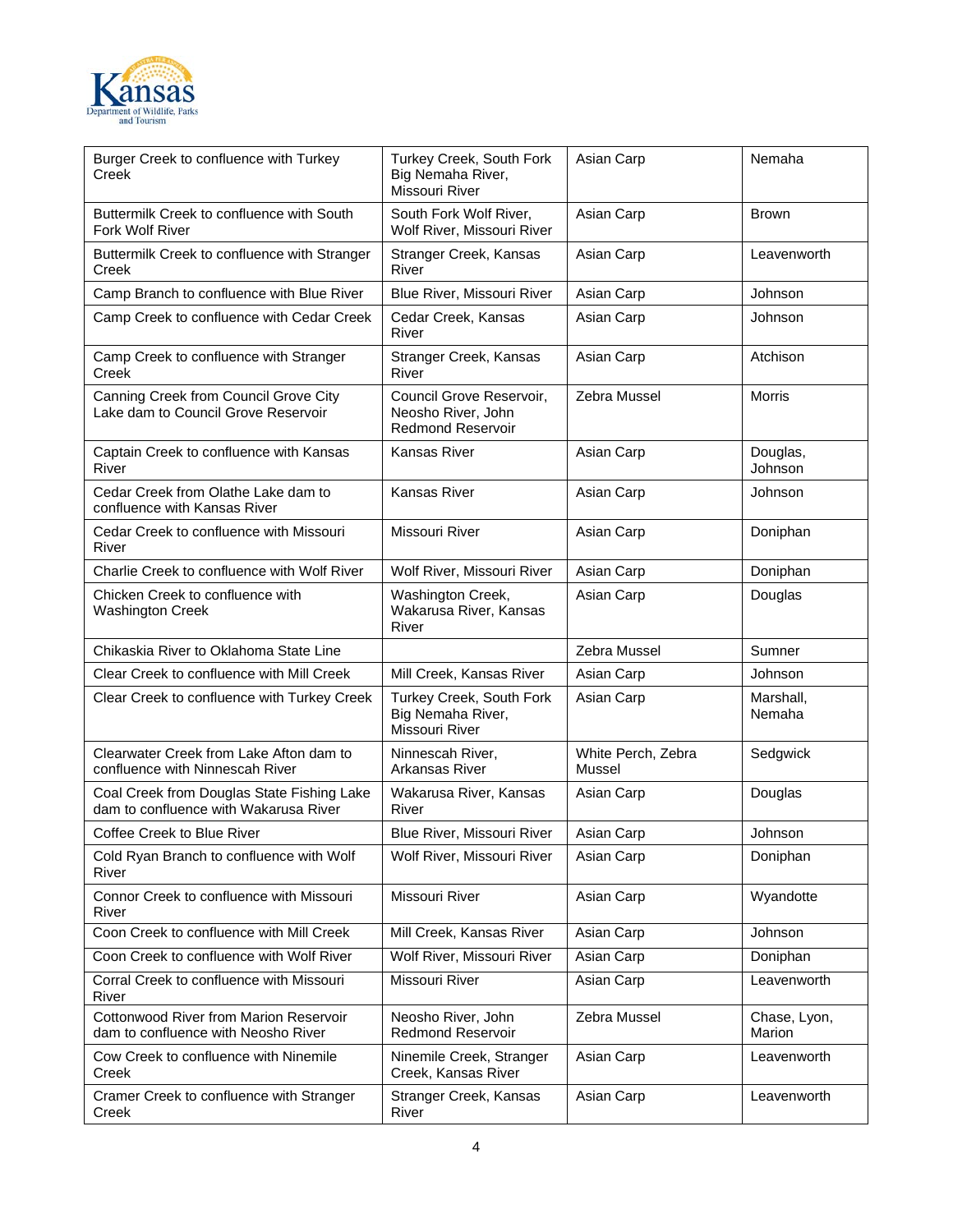| | | | |
|---|---|---|---|
| Burger Creek to confluence with Turkey Creek | Turkey Creek, South Fork Big Nemaha River, Missouri River | Asian Carp | Nemaha |
| Buttermilk Creek to confluence with South Fork Wolf River | South Fork Wolf River, Wolf River, Missouri River | Asian Carp | Brown |
| Buttermilk Creek to confluence with Stranger Creek | Stranger Creek, Kansas River | Asian Carp | Leavenworth |
| Camp Branch to confluence with Blue River | Blue River, Missouri River | Asian Carp | Johnson |
| Camp Creek to confluence with Cedar Creek | Cedar Creek, Kansas River | Asian Carp | Johnson |
| Camp Creek to confluence with Stranger Creek | Stranger Creek, Kansas River | Asian Carp | Atchison |
| Canning Creek from Council Grove City Lake dam to Council Grove Reservoir | Council Grove Reservoir, Neosho River, John Redmond Reservoir | Zebra Mussel | Morris |
| Captain Creek to confluence with Kansas River | Kansas River | Asian Carp | Douglas, Johnson |
| Cedar Creek from Olathe Lake dam to confluence with Kansas River | Kansas River | Asian Carp | Johnson |
| Cedar Creek to confluence with Missouri River | Missouri River | Asian Carp | Doniphan |
| Charlie Creek to confluence with Wolf River | Wolf River, Missouri River | Asian Carp | Doniphan |
| Chicken Creek to confluence with Washington Creek | Washington Creek, Wakarusa River, Kansas River | Asian Carp | Douglas |
| Chikaskia River to Oklahoma State Line | | Zebra Mussel | Sumner |
| Clear Creek to confluence with Mill Creek | Mill Creek, Kansas River | Asian Carp | Johnson |
| Clear Creek to confluence with Turkey Creek | Turkey Creek, South Fork Big Nemaha River, Missouri River | Asian Carp | Marshall, Nemaha |
| Clearwater Creek from Lake Afton dam to confluence with Ninnescah River | Ninnescah River, Arkansas River | White Perch, Zebra Mussel | Sedgwick |
| Coal Creek from Douglas State Fishing Lake dam to confluence with Wakarusa River | Wakarusa River, Kansas River | Asian Carp | Douglas |
| Coffee Creek to Blue River | Blue River, Missouri River | Asian Carp | Johnson |
| Cold Ryan Branch to confluence with Wolf River | Wolf River, Missouri River | Asian Carp | Doniphan |
| Connor Creek to confluence with Missouri River | Missouri River | Asian Carp | Wyandotte |
| Coon Creek to confluence with Mill Creek | Mill Creek, Kansas River | Asian Carp | Johnson |
| Coon Creek to confluence with Wolf River | Wolf River, Missouri River | Asian Carp | Doniphan |
| Corral Creek to confluence with Missouri River | Missouri River | Asian Carp | Leavenworth |
| Cottonwood River from Marion Reservoir dam to confluence with Neosho River | Neosho River, John Redmond Reservoir | Zebra Mussel | Chase, Lyon, Marion |
| Cow Creek to confluence with Ninemile Creek | Ninemile Creek, Stranger Creek, Kansas River | Asian Carp | Leavenworth |
| Cramer Creek to confluence with Stranger Creek | Stranger Creek, Kansas River | Asian Carp | Leavenworth |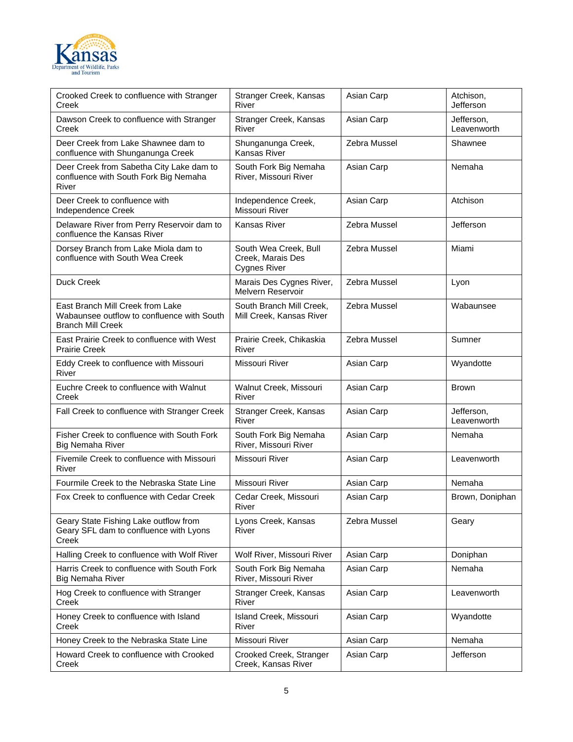| | | | |
|---|---|---|---|
| Crooked Creek to confluence with Stranger Creek | Stranger Creek, Kansas River | Asian Carp | Atchison, Jefferson |
| Dawson Creek to confluence with Stranger Creek | Stranger Creek, Kansas River | Asian Carp | Jefferson, Leavenworth |
| Deer Creek from Lake Shawnee dam to confluence with Shunganunga Creek | Shunganunga Creek, Kansas River | Zebra Mussel | Shawnee |
| Deer Creek from Sabetha City Lake dam to confluence with South Fork Big Nemaha River | South Fork Big Nemaha River, Missouri River | Asian Carp | Nemaha |
| Deer Creek to confluence with Independence Creek | Independence Creek, Missouri River | Asian Carp | Atchison |
| Delaware River from Perry Reservoir dam to confluence the Kansas River | Kansas River | Zebra Mussel | Jefferson |
| Dorsey Branch from Lake Miola dam to confluence with South Wea Creek | South Wea Creek, Bull Creek, Marais Des Cygnes River | Zebra Mussel | Miami |
| Duck Creek | Marais Des Cygnes River, Melvern Reservoir | Zebra Mussel | Lyon |
| East Branch Mill Creek from Lake Wabaunsee outflow to confluence with South Branch Mill Creek | South Branch Mill Creek, Mill Creek, Kansas River | Zebra Mussel | Wabaunsee |
| East Prairie Creek to confluence with West Prairie Creek | Prairie Creek, Chikaskia River | Zebra Mussel | Sumner |
| Eddy Creek to confluence with Missouri River | Missouri River | Asian Carp | Wyandotte |
| Euchre Creek to confluence with Walnut Creek | Walnut Creek, Missouri River | Asian Carp | Brown |
| Fall Creek to confluence with Stranger Creek | Stranger Creek, Kansas River | Asian Carp | Jefferson, Leavenworth |
| Fisher Creek to confluence with South Fork Big Nemaha River | South Fork Big Nemaha River, Missouri River | Asian Carp | Nemaha |
| Fivemile Creek to confluence with Missouri River | Missouri River | Asian Carp | Leavenworth |
| Fourmile Creek to the Nebraska State Line | Missouri River | Asian Carp | Nemaha |
| Fox Creek to confluence with Cedar Creek | Cedar Creek, Missouri River | Asian Carp | Brown, Doniphan |
| Geary State Fishing Lake outflow from Geary SFL dam to confluence with Lyons Creek | Lyons Creek, Kansas River | Zebra Mussel | Geary |
| Halling Creek to confluence with Wolf River | Wolf River, Missouri River | Asian Carp | Doniphan |
| Harris Creek to confluence with South Fork Big Nemaha River | South Fork Big Nemaha River, Missouri River | Asian Carp | Nemaha |
| Hog Creek to confluence with Stranger Creek | Stranger Creek, Kansas River | Asian Carp | Leavenworth |
| Honey Creek to confluence with Island Creek | Island Creek, Missouri River | Asian Carp | Wyandotte |
| Honey Creek to the Nebraska State Line | Missouri River | Asian Carp | Nemaha |
| Howard Creek to confluence with Crooked Creek | Crooked Creek, Stranger Creek, Kansas River | Asian Carp | Jefferson |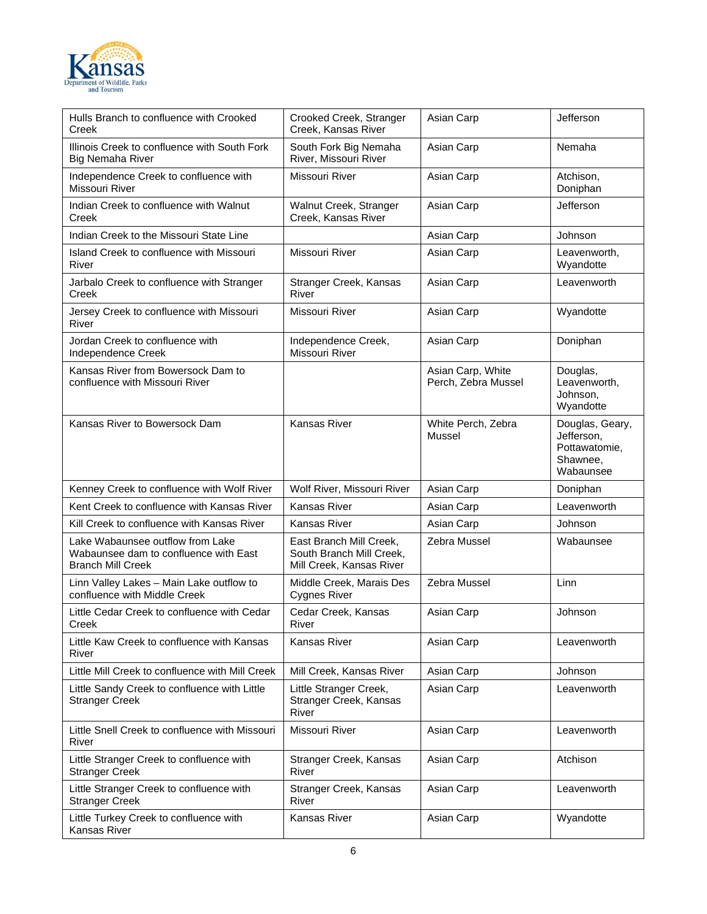| | | | |
|---|---|---|---|
| Hulls Branch to confluence with Crooked Creek | Crooked Creek, Stranger Creek, Kansas River | Asian Carp | Jefferson |
| Illinois Creek to confluence with South Fork Big Nemaha River | South Fork Big Nemaha River, Missouri River | Asian Carp | Nemaha |
| Independence Creek to confluence with Missouri River | Missouri River | Asian Carp | Atchison, Doniphan |
| Indian Creek to confluence with Walnut Creek | Walnut Creek, Stranger Creek, Kansas River | Asian Carp | Jefferson |
| Indian Creek to the Missouri State Line | | Asian Carp | Johnson |
| Island Creek to confluence with Missouri River | Missouri River | Asian Carp | Leavenworth, Wyandotte |
| Jarbalo Creek to confluence with Stranger Creek | Stranger Creek, Kansas River | Asian Carp | Leavenworth |
| Jersey Creek to confluence with Missouri River | Missouri River | Asian Carp | Wyandotte |
| Jordan Creek to confluence with Independence Creek | Independence Creek, Missouri River | Asian Carp | Doniphan |
| Kansas River from Bowersock Dam to confluence with Missouri River | | Asian Carp, White Perch, Zebra Mussel | Douglas, Leavenworth, Johnson, Wyandotte |
| Kansas River to Bowersock Dam | Kansas River | White Perch, Zebra Mussel | Douglas, Geary, Jefferson, Pottawatomie, Shawnee, Wabaunsee |
| Kenney Creek to confluence with Wolf River | Wolf River, Missouri River | Asian Carp | Doniphan |
| Kent Creek to confluence with Kansas River | Kansas River | Asian Carp | Leavenworth |
| Kill Creek to confluence with Kansas River | Kansas River | Asian Carp | Johnson |
| Lake Wabaunsee outflow from Lake Wabaunsee dam to confluence with East Branch Mill Creek | East Branch Mill Creek, South Branch Mill Creek, Mill Creek, Kansas River | Zebra Mussel | Wabaunsee |
| Linn Valley Lakes – Main Lake outflow to confluence with Middle Creek | Middle Creek, Marais Des Cygnes River | Zebra Mussel | Linn |
| Little Cedar Creek to confluence with Cedar Creek | Cedar Creek, Kansas River | Asian Carp | Johnson |
| Little Kaw Creek to confluence with Kansas River | Kansas River | Asian Carp | Leavenworth |
| Little Mill Creek to confluence with Mill Creek | Mill Creek, Kansas River | Asian Carp | Johnson |
| Little Sandy Creek to confluence with Little Stranger Creek | Little Stranger Creek, Stranger Creek, Kansas River | Asian Carp | Leavenworth |
| Little Snell Creek to confluence with Missouri River | Missouri River | Asian Carp | Leavenworth |
| Little Stranger Creek to confluence with Stranger Creek | Stranger Creek, Kansas River | Asian Carp | Atchison |
| Little Stranger Creek to confluence with Stranger Creek | Stranger Creek, Kansas River | Asian Carp | Leavenworth |
| Little Turkey Creek to confluence with Kansas River | Kansas River | Asian Carp | Wyandotte |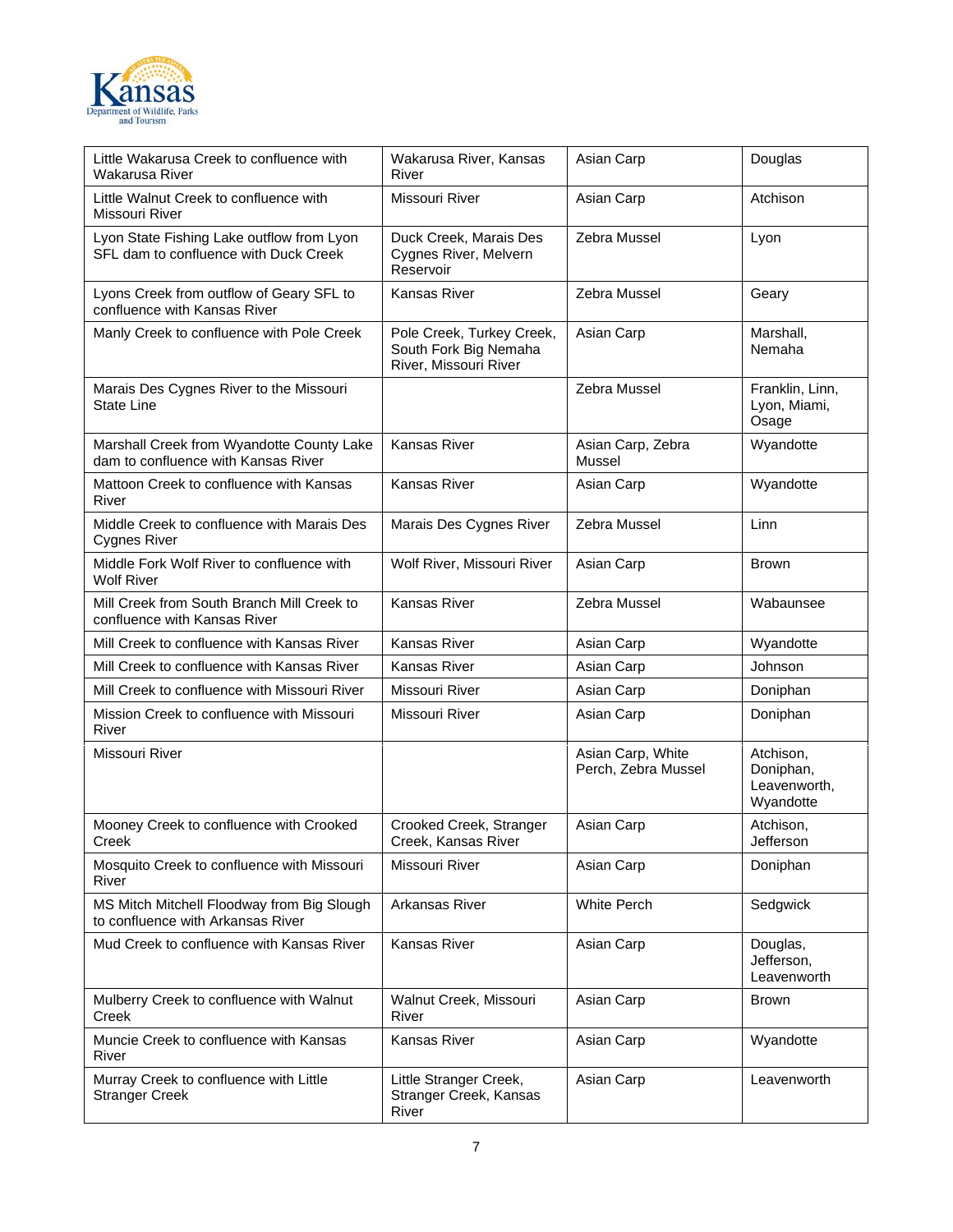| | | | |
|---|---|---|---|
| Little Wakarusa Creek to confluence with Wakarusa River | Wakarusa River, Kansas River | Asian Carp | Douglas |
| Little Walnut Creek to confluence with Missouri River | Missouri River | Asian Carp | Atchison |
| Lyon State Fishing Lake outflow from Lyon SFL dam to confluence with Duck Creek | Duck Creek, Marais Des Cygnes River, Melvern Reservoir | Zebra Mussel | Lyon |
| Lyons Creek from outflow of Geary SFL to confluence with Kansas River | Kansas River | Zebra Mussel | Geary |
| Manly Creek to confluence with Pole Creek | Pole Creek, Turkey Creek, South Fork Big Nemaha River, Missouri River | Asian Carp | Marshall, Nemaha |
| Marais Des Cygnes River to the Missouri State Line | | Zebra Mussel | Franklin, Linn, Lyon, Miami, Osage |
| Marshall Creek from Wyandotte County Lake dam to confluence with Kansas River | Kansas River | Asian Carp, Zebra Mussel | Wyandotte |
| Mattoon Creek to confluence with Kansas River | Kansas River | Asian Carp | Wyandotte |
| Middle Creek to confluence with Marais Des Cygnes River | Marais Des Cygnes River | Zebra Mussel | Linn |
| Middle Fork Wolf River to confluence with Wolf River | Wolf River, Missouri River | Asian Carp | Brown |
| Mill Creek from South Branch Mill Creek to confluence with Kansas River | Kansas River | Zebra Mussel | Wabaunsee |
| Mill Creek to confluence with Kansas River | Kansas River | Asian Carp | Wyandotte |
| Mill Creek to confluence with Kansas River | Kansas River | Asian Carp | Johnson |
| Mill Creek to confluence with Missouri River | Missouri River | Asian Carp | Doniphan |
| Mission Creek to confluence with Missouri River | Missouri River | Asian Carp | Doniphan |
| Missouri River | | Asian Carp, White Perch, Zebra Mussel | Atchison, Doniphan, Leavenworth, Wyandotte |
| Mooney Creek to confluence with Crooked Creek | Crooked Creek, Stranger Creek, Kansas River | Asian Carp | Atchison, Jefferson |
| Mosquito Creek to confluence with Missouri River | Missouri River | Asian Carp | Doniphan |
| MS Mitch Mitchell Floodway from Big Slough to confluence with Arkansas River | Arkansas River | White Perch | Sedgwick |
| Mud Creek to confluence with Kansas River | Kansas River | Asian Carp | Douglas, Jefferson, Leavenworth |
| Mulberry Creek to confluence with Walnut Creek | Walnut Creek, Missouri River | Asian Carp | Brown |
| Muncie Creek to confluence with Kansas River | Kansas River | Asian Carp | Wyandotte |
| Murray Creek to confluence with Little Stranger Creek | Little Stranger Creek, Stranger Creek, Kansas River | Asian Carp | Leavenworth |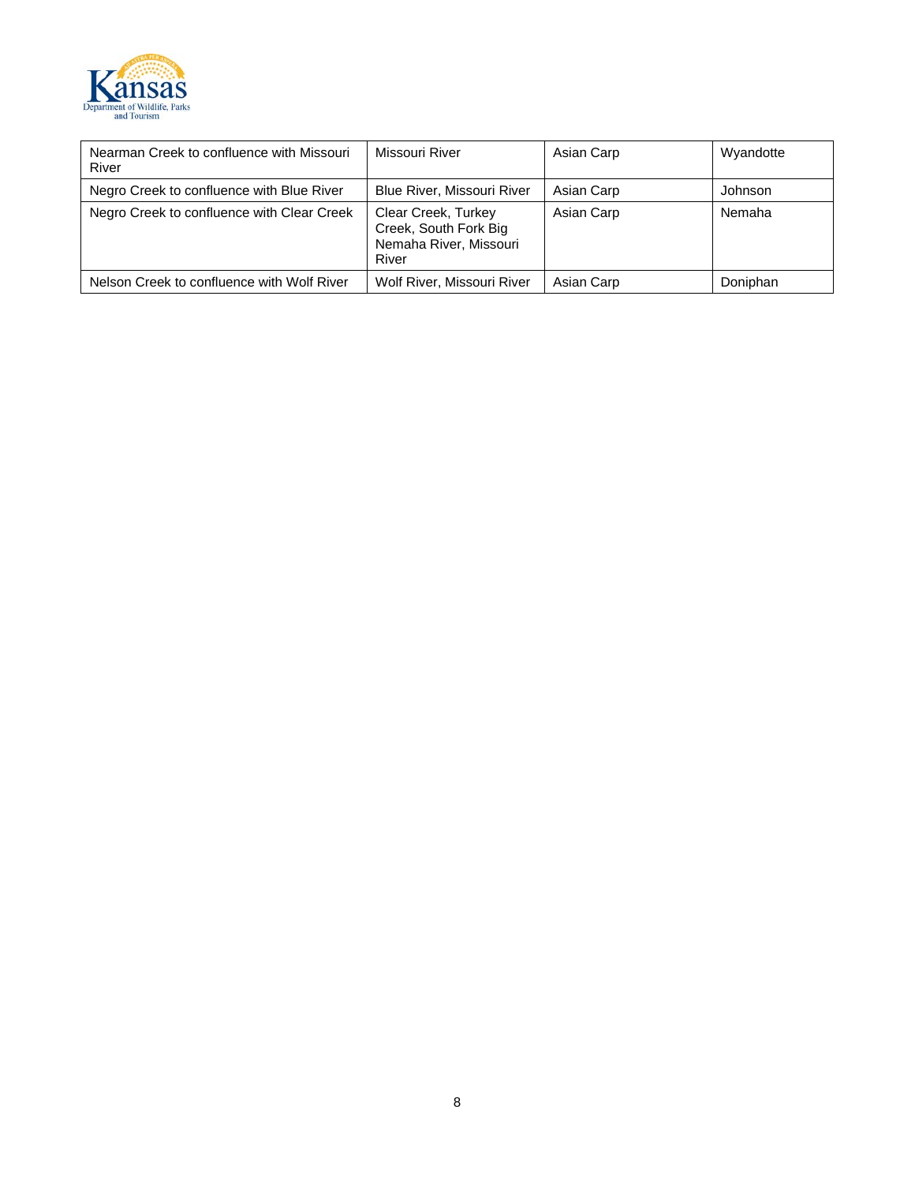| | | | |
|---|---|---|---|
| Nearman Creek to confluence with Missouri River | Missouri River | Asian Carp | Wyandotte |
| Negro Creek to confluence with Blue River | Blue River, Missouri River | Asian Carp | Johnson |
| Negro Creek to confluence with Clear Creek | Clear Creek, Turkey Creek, South Fork Big Nemaha River, Missouri River | Asian Carp | Nemaha |
| Nelson Creek to confluence with Wolf River | Wolf River, Missouri River | Asian Carp | Doniphan |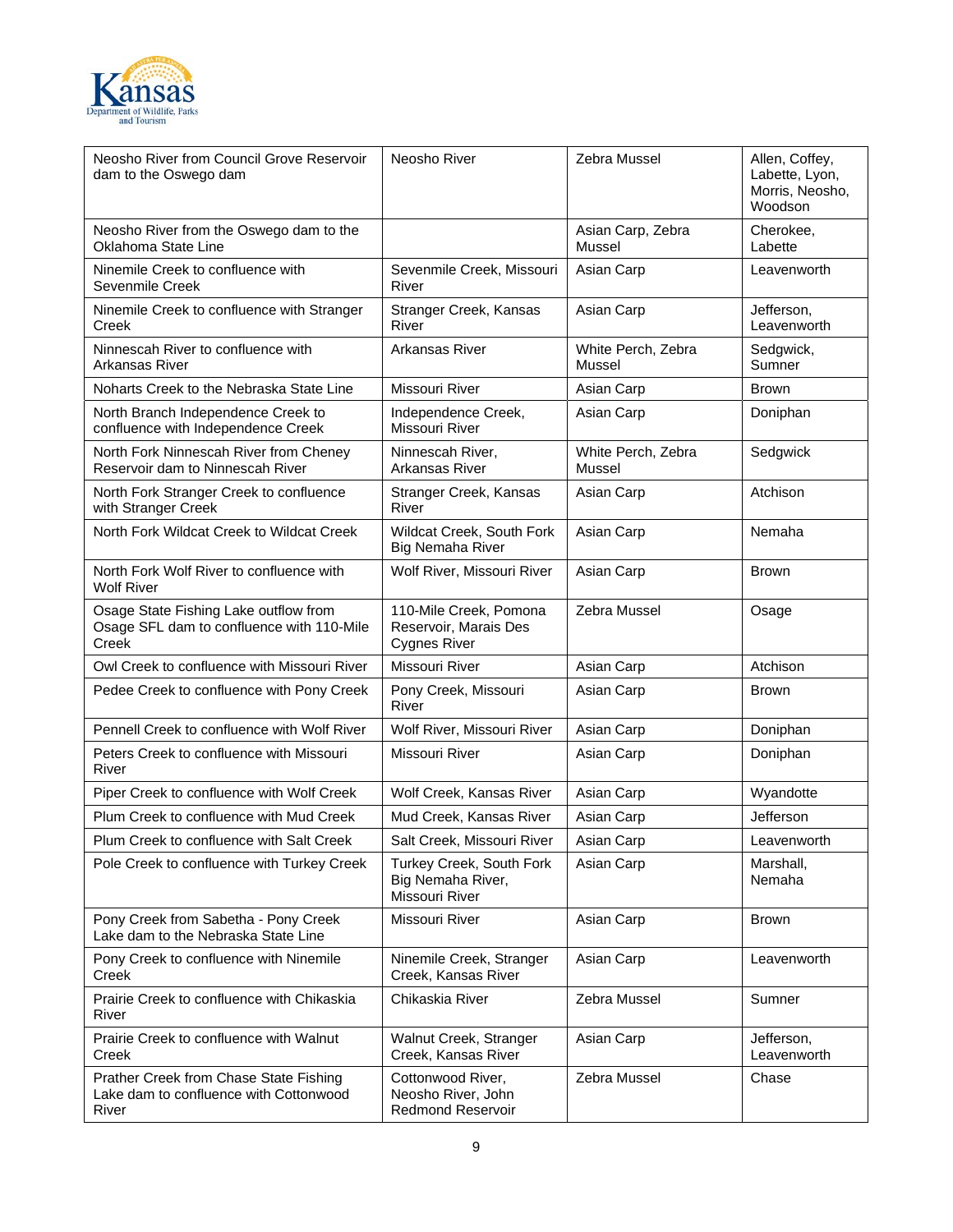| | | | |
|---|---|---|---|
| Neosho River from Council Grove Reservoir dam to the Oswego dam | Neosho River | Zebra Mussel | Allen, Coffey, Labette, Lyon, Morris, Neosho, Woodson |
| Neosho River from the Oswego dam to the Oklahoma State Line | | Asian Carp, Zebra Mussel | Cherokee, Labette |
| Ninemile Creek to confluence with Sevenmile Creek | Sevenmile Creek, Missouri River | Asian Carp | Leavenworth |
| Ninemile Creek to confluence with Stranger Creek | Stranger Creek, Kansas River | Asian Carp | Jefferson, Leavenworth |
| Ninnescah River to confluence with Arkansas River | Arkansas River | White Perch, Zebra Mussel | Sedgwick, Sumner |
| Noharts Creek to the Nebraska State Line | Missouri River | Asian Carp | Brown |
| North Branch Independence Creek to confluence with Independence Creek | Independence Creek, Missouri River | Asian Carp | Doniphan |
| North Fork Ninnescah River from Cheney Reservoir dam to Ninnescah River | Ninnescah River, Arkansas River | White Perch, Zebra Mussel | Sedgwick |
| North Fork Stranger Creek to confluence with Stranger Creek | Stranger Creek, Kansas River | Asian Carp | Atchison |
| North Fork Wildcat Creek to Wildcat Creek | Wildcat Creek, South Fork Big Nemaha River | Asian Carp | Nemaha |
| North Fork Wolf River to confluence with Wolf River | Wolf River, Missouri River | Asian Carp | Brown |
| Osage State Fishing Lake outflow from Osage SFL dam to confluence with 110-Mile Creek | 110-Mile Creek, Pomona Reservoir, Marais Des Cygnes River | Zebra Mussel | Osage |
| Owl Creek to confluence with Missouri River | Missouri River | Asian Carp | Atchison |
| Pedee Creek to confluence with Pony Creek | Pony Creek, Missouri River | Asian Carp | Brown |
| Pennell Creek to confluence with Wolf River | Wolf River, Missouri River | Asian Carp | Doniphan |
| Peters Creek to confluence with Missouri River | Missouri River | Asian Carp | Doniphan |
| Piper Creek to confluence with Wolf Creek | Wolf Creek, Kansas River | Asian Carp | Wyandotte |
| Plum Creek to confluence with Mud Creek | Mud Creek, Kansas River | Asian Carp | Jefferson |
| Plum Creek to confluence with Salt Creek | Salt Creek, Missouri River | Asian Carp | Leavenworth |
| Pole Creek to confluence with Turkey Creek | Turkey Creek, South Fork Big Nemaha River, Missouri River | Asian Carp | Marshall, Nemaha |
| Pony Creek from Sabetha - Pony Creek Lake dam to the Nebraska State Line | Missouri River | Asian Carp | Brown |
| Pony Creek to confluence with Ninemile Creek | Ninemile Creek, Stranger Creek, Kansas River | Asian Carp | Leavenworth |
| Prairie Creek to confluence with Chikaskia River | Chikaskia River | Zebra Mussel | Sumner |
| Prairie Creek to confluence with Walnut Creek | Walnut Creek, Stranger Creek, Kansas River | Asian Carp | Jefferson, Leavenworth |
| Prather Creek from Chase State Fishing Lake dam to confluence with Cottonwood River | Cottonwood River, Neosho River, John Redmond Reservoir | Zebra Mussel | Chase |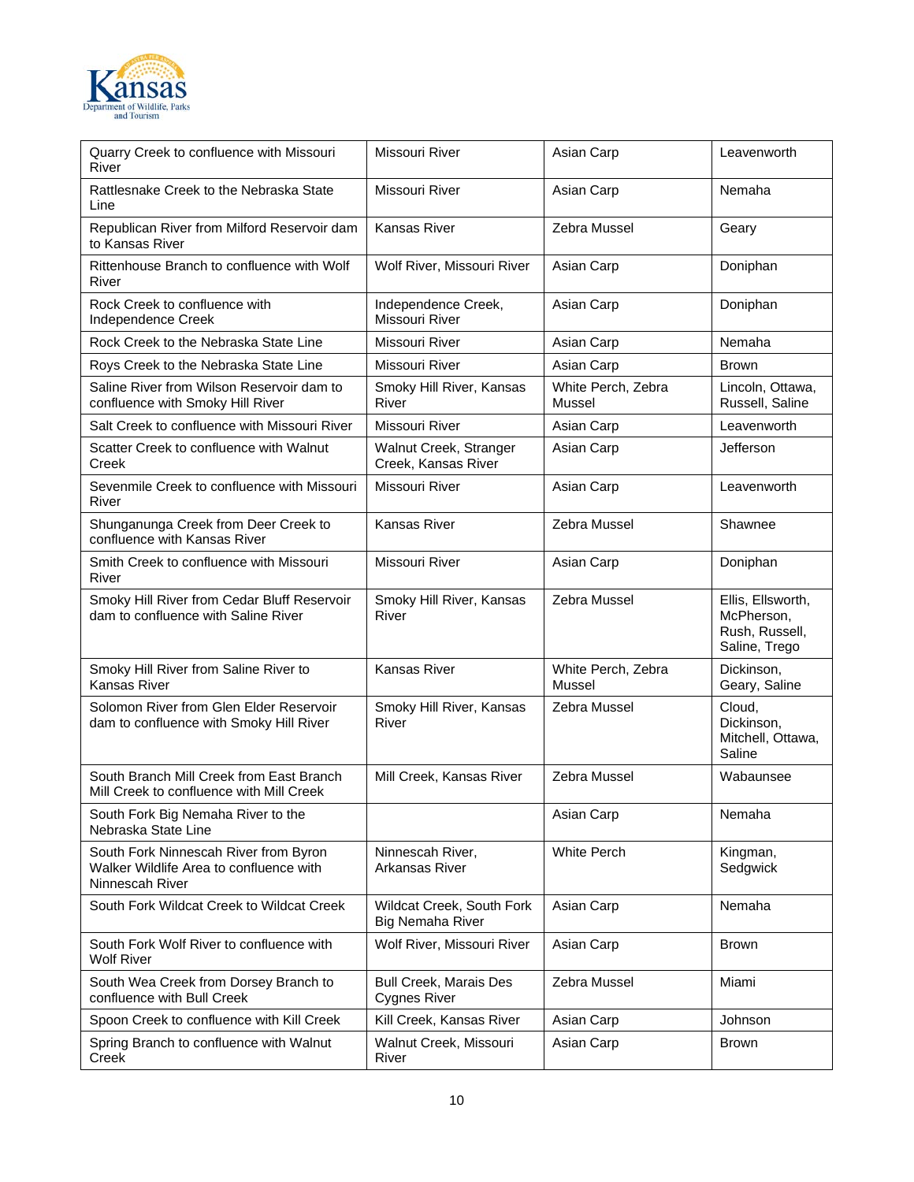| | | | |
|---|---|---|---|
| Quarry Creek to confluence with Missouri River | Missouri River | Asian Carp | Leavenworth |
| Rattlesnake Creek to the Nebraska State Line | Missouri River | Asian Carp | Nemaha |
| Republican River from Milford Reservoir dam to Kansas River | Kansas River | Zebra Mussel | Geary |
| Rittenhouse Branch to confluence with Wolf River | Wolf River, Missouri River | Asian Carp | Doniphan |
| Rock Creek to confluence with Independence Creek | Independence Creek, Missouri River | Asian Carp | Doniphan |
| Rock Creek to the Nebraska State Line | Missouri River | Asian Carp | Nemaha |
| Roys Creek to the Nebraska State Line | Missouri River | Asian Carp | Brown |
| Saline River from Wilson Reservoir dam to confluence with Smoky Hill River | Smoky Hill River, Kansas River | White Perch, Zebra Mussel | Lincoln, Ottawa, Russell, Saline |
| Salt Creek to confluence with Missouri River | Missouri River | Asian Carp | Leavenworth |
| Scatter Creek to confluence with Walnut Creek | Walnut Creek, Stranger Creek, Kansas River | Asian Carp | Jefferson |
| Sevenmile Creek to confluence with Missouri River | Missouri River | Asian Carp | Leavenworth |
| Shunganunga Creek from Deer Creek to confluence with Kansas River | Kansas River | Zebra Mussel | Shawnee |
| Smith Creek to confluence with Missouri River | Missouri River | Asian Carp | Doniphan |
| Smoky Hill River from Cedar Bluff Reservoir dam to confluence with Saline River | Smoky Hill River, Kansas River | Zebra Mussel | Ellis, Ellsworth, McPherson, Rush, Russell, Saline, Trego |
| Smoky Hill River from Saline River to Kansas River | Kansas River | White Perch, Zebra Mussel | Dickinson, Geary, Saline |
| Solomon River from Glen Elder Reservoir dam to confluence with Smoky Hill River | Smoky Hill River, Kansas River | Zebra Mussel | Cloud, Dickinson, Mitchell, Ottawa, Saline |
| South Branch Mill Creek from East Branch Mill Creek to confluence with Mill Creek | Mill Creek, Kansas River | Zebra Mussel | Wabaunsee |
| South Fork Big Nemaha River to the Nebraska State Line | | Asian Carp | Nemaha |
| South Fork Ninnescah River from Byron Walker Wildlife Area to confluence with Ninnescah River | Ninnescah River, Arkansas River | White Perch | Kingman, Sedgwick |
| South Fork Wildcat Creek to Wildcat Creek | Wildcat Creek, South Fork Big Nemaha River | Asian Carp | Nemaha |
| South Fork Wolf River to confluence with Wolf River | Wolf River, Missouri River | Asian Carp | Brown |
| South Wea Creek from Dorsey Branch to confluence with Bull Creek | Bull Creek, Marais Des Cygnes River | Zebra Mussel | Miami |
| Spoon Creek to confluence with Kill Creek | Kill Creek, Kansas River | Asian Carp | Johnson |
| Spring Branch to confluence with Walnut Creek | Walnut Creek, Missouri River | Asian Carp | Brown |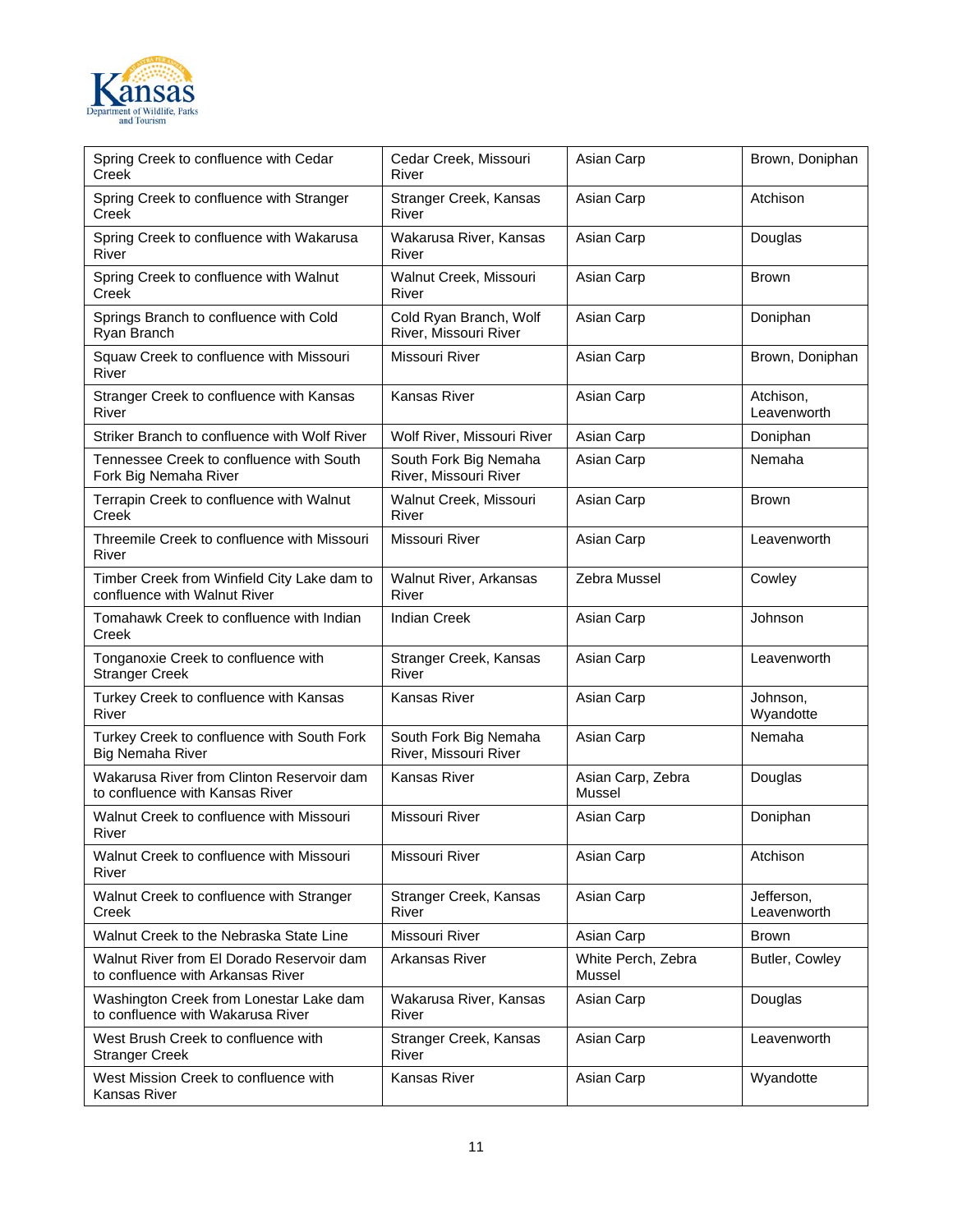| | | | |
|---|---|---|---|
| Spring Creek to confluence with Cedar Creek | Cedar Creek, Missouri River | Asian Carp | Brown, Doniphan |
| Spring Creek to confluence with Stranger Creek | Stranger Creek, Kansas River | Asian Carp | Atchison |
| Spring Creek to confluence with Wakarusa River | Wakarusa River, Kansas River | Asian Carp | Douglas |
| Spring Creek to confluence with Walnut Creek | Walnut Creek, Missouri River | Asian Carp | Brown |
| Springs Branch to confluence with Cold Ryan Branch | Cold Ryan Branch, Wolf River, Missouri River | Asian Carp | Doniphan |
| Squaw Creek to confluence with Missouri River | Missouri River | Asian Carp | Brown, Doniphan |
| Stranger Creek to confluence with Kansas River | Kansas River | Asian Carp | Atchison, Leavenworth |
| Striker Branch to confluence with Wolf River | Wolf River, Missouri River | Asian Carp | Doniphan |
| Tennessee Creek to confluence with South Fork Big Nemaha River | South Fork Big Nemaha River, Missouri River | Asian Carp | Nemaha |
| Terrapin Creek to confluence with Walnut Creek | Walnut Creek, Missouri River | Asian Carp | Brown |
| Threemile Creek to confluence with Missouri River | Missouri River | Asian Carp | Leavenworth |
| Timber Creek from Winfield City Lake dam to confluence with Walnut River | Walnut River, Arkansas River | Zebra Mussel | Cowley |
| Tomahawk Creek to confluence with Indian Creek | Indian Creek | Asian Carp | Johnson |
| Tonganoxie Creek to confluence with Stranger Creek | Stranger Creek, Kansas River | Asian Carp | Leavenworth |
| Turkey Creek to confluence with Kansas River | Kansas River | Asian Carp | Johnson, Wyandotte |
| Turkey Creek to confluence with South Fork Big Nemaha River | South Fork Big Nemaha River, Missouri River | Asian Carp | Nemaha |
| Wakarusa River from Clinton Reservoir dam to confluence with Kansas River | Kansas River | Asian Carp, Zebra Mussel | Douglas |
| Walnut Creek to confluence with Missouri River | Missouri River | Asian Carp | Doniphan |
| Walnut Creek to confluence with Missouri River | Missouri River | Asian Carp | Atchison |
| Walnut Creek to confluence with Stranger Creek | Stranger Creek, Kansas River | Asian Carp | Jefferson, Leavenworth |
| Walnut Creek to the Nebraska State Line | Missouri River | Asian Carp | Brown |
| Walnut River from El Dorado Reservoir dam to confluence with Arkansas River | Arkansas River | White Perch, Zebra Mussel | Butler, Cowley |
| Washington Creek from Lonestar Lake dam to confluence with Wakarusa River | Wakarusa River, Kansas River | Asian Carp | Douglas |
| West Brush Creek to confluence with Stranger Creek | Stranger Creek, Kansas River | Asian Carp | Leavenworth |
| West Mission Creek to confluence with Kansas River | Kansas River | Asian Carp | Wyandotte |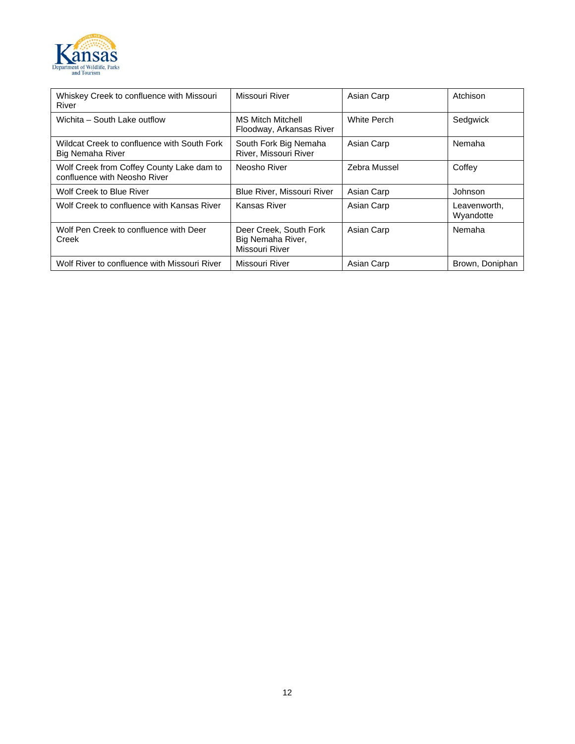| | | | |
|---|---|---|---|
| Whiskey Creek to confluence with Missouri River | Missouri River | Asian Carp | Atchison |
| Wichita – South Lake outflow | MS Mitch Mitchell Floodway, Arkansas River | White Perch | Sedgwick |
| Wildcat Creek to confluence with South Fork Big Nemaha River | South Fork Big Nemaha River, Missouri River | Asian Carp | Nemaha |
| Wolf Creek from Coffey County Lake dam to confluence with Neosho River | Neosho River | Zebra Mussel | Coffey |
| Wolf Creek to Blue River | Blue River, Missouri River | Asian Carp | Johnson |
| Wolf Creek to confluence with Kansas River | Kansas River | Asian Carp | Leavenworth, Wyandotte |
| Wolf Pen Creek to confluence with Deer Creek | Deer Creek, South Fork Big Nemaha River, Missouri River | Asian Carp | Nemaha |
| Wolf River to confluence with Missouri River | Missouri River | Asian Carp | Brown, Doniphan |